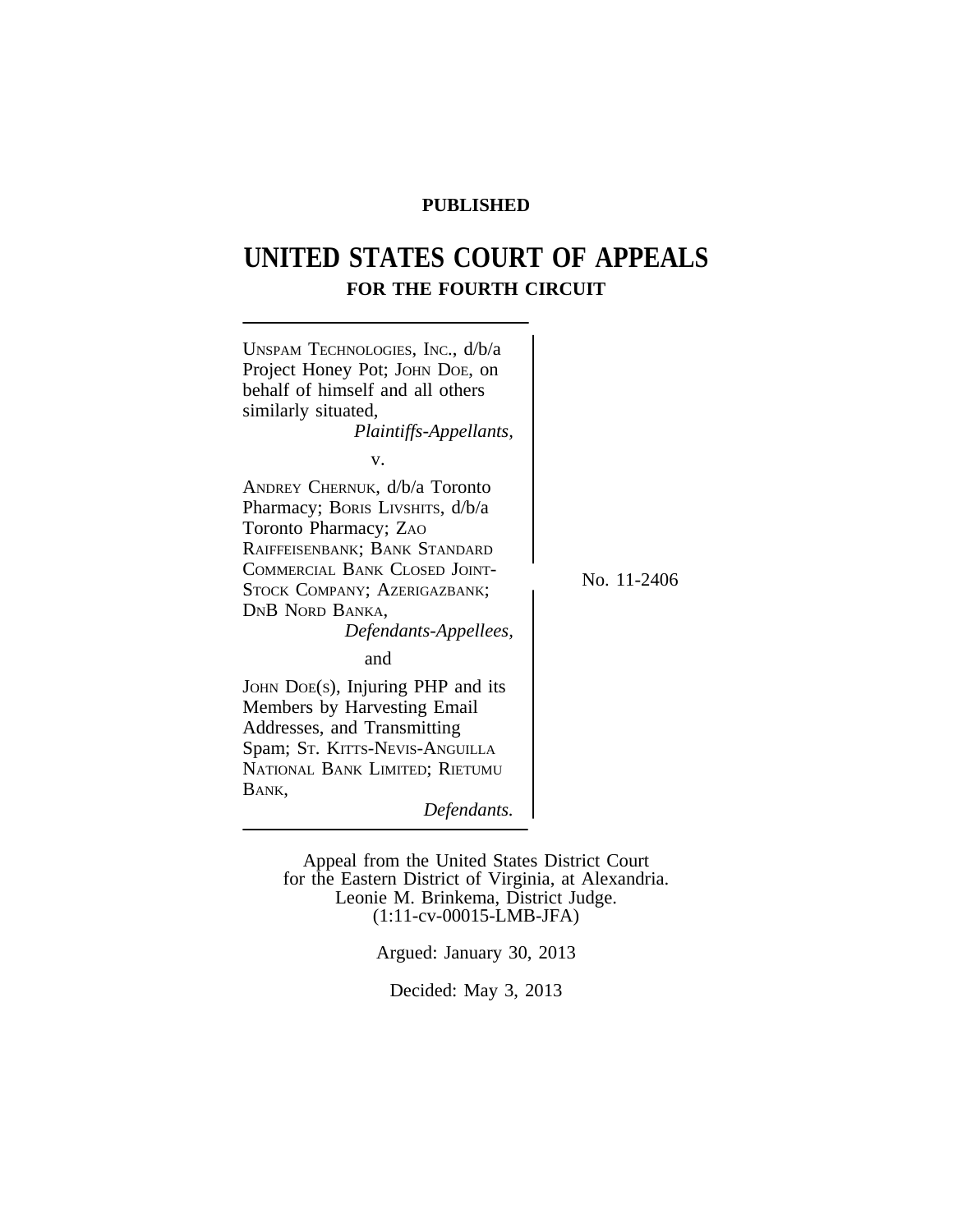**PUBLISHED**

# UNITED STATES COURT OF APPEALS
## FOR THE FOURTH CIRCUIT

UNSPAM TECHNOLOGIES, INC., d/b/a Project Honey Pot; JOHN DOE, on behalf of himself and all others similarly situated,
*Plaintiffs-Appellants,*

v.

ANDREY CHERNUK, d/b/a Toronto Pharmacy; BORIS LIVSHITS, d/b/a Toronto Pharmacy; ZAO RAIFFEISENBANK; BANK STANDARD COMMERCIAL BANK CLOSED JOINT-STOCK COMPANY; AZERIGAZBANK; DNB NORD BANKA,
*Defendants-Appellees,*

and

JOHN DOE(S), Injuring PHP and its Members by Harvesting Email Addresses, and Transmitting Spam; ST. KITTS-NEVIS-ANGUILLA NATIONAL BANK LIMITED; RIETUMU BANK,
*Defendants.*

No. 11-2406

Appeal from the United States District Court for the Eastern District of Virginia, at Alexandria.
Leonie M. Brinkema, District Judge.
(1:11-cv-00015-LMB-JFA)

Argued: January 30, 2013

Decided: May 3, 2013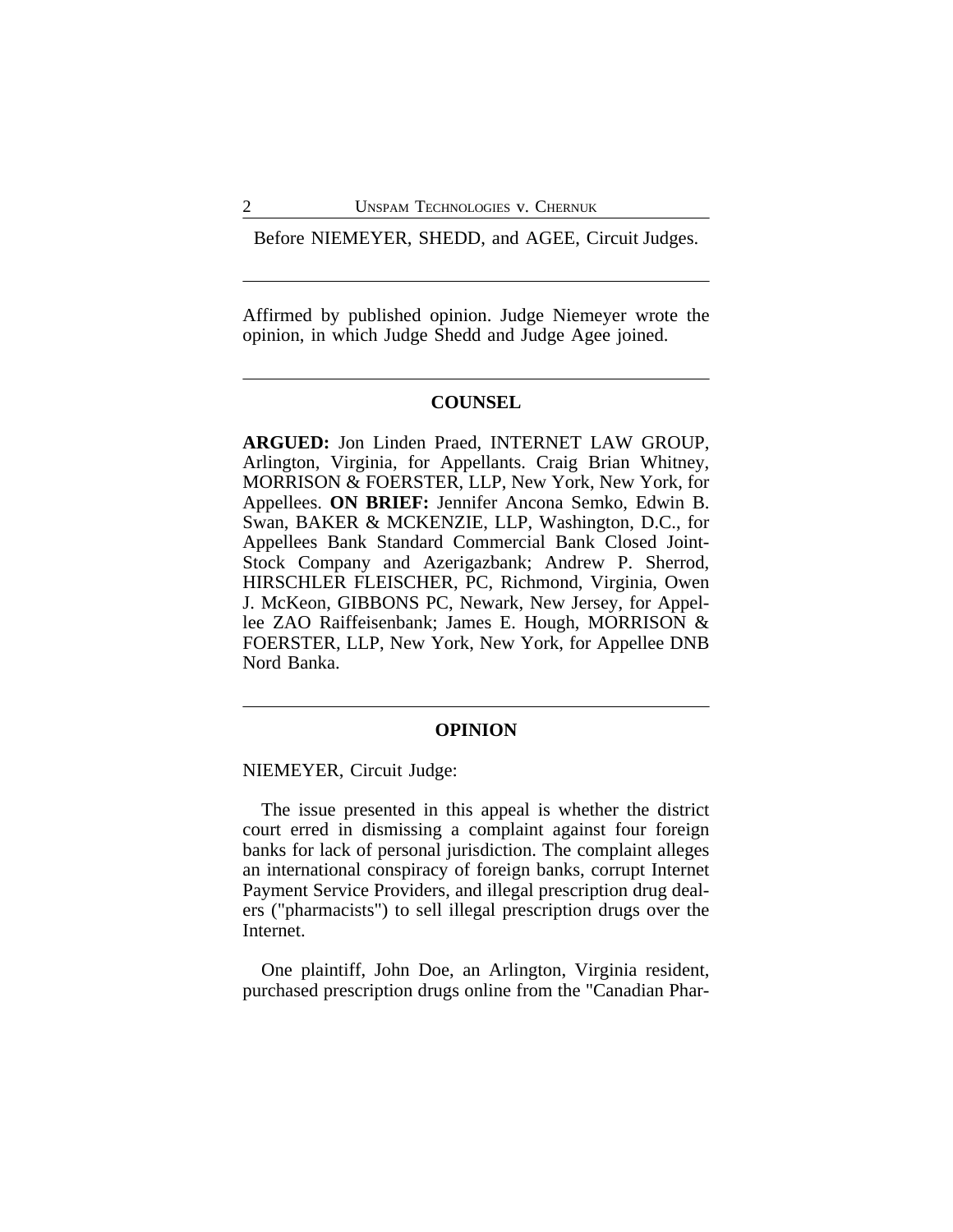Before NIEMEYER, SHEDD, and AGEE, Circuit Judges.

---

Affirmed by published opinion. Judge Niemeyer wrote the opinion, in which Judge Shedd and Judge Agee joined.

---

## COUNSEL

**ARGUED:** Jon Linden Praed, INTERNET LAW GROUP, Arlington, Virginia, for Appellants. Craig Brian Whitney, MORRISON & FOERSTER, LLP, New York, New York, for Appellees. **ON BRIEF:** Jennifer Ancona Semko, Edwin B. Swan, BAKER & MCKENZIE, LLP, Washington, D.C., for Appellees Bank Standard Commercial Bank Closed Joint-Stock Company and Azerigazbank; Andrew P. Sherrod, HIRSCHLER FLEISCHER, PC, Richmond, Virginia, Owen J. McKeon, GIBBONS PC, Newark, New Jersey, for Appellee ZAO Raiffeisenbank; James E. Hough, MORRISON & FOERSTER, LLP, New York, New York, for Appellee DNB Nord Banka.

---

## OPINION

NIEMEYER, Circuit Judge:

The issue presented in this appeal is whether the district court erred in dismissing a complaint against four foreign banks for lack of personal jurisdiction. The complaint alleges an international conspiracy of foreign banks, corrupt Internet Payment Service Providers, and illegal prescription drug dealers ("pharmacists") to sell illegal prescription drugs over the Internet.

One plaintiff, John Doe, an Arlington, Virginia resident, purchased prescription drugs online from the "Canadian Phar-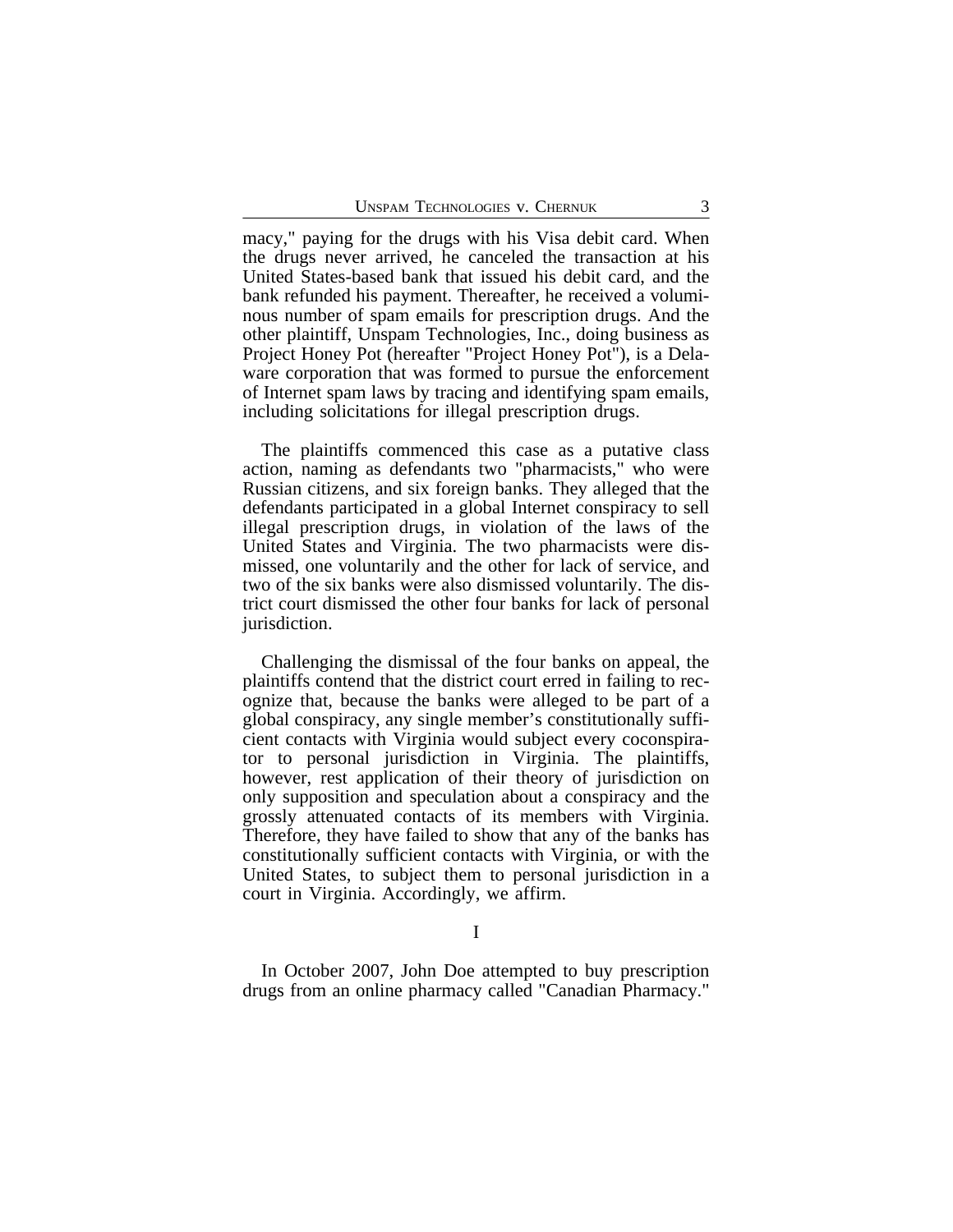macy," paying for the drugs with his Visa debit card. When the drugs never arrived, he canceled the transaction at his United States-based bank that issued his debit card, and the bank refunded his payment. Thereafter, he received a voluminous number of spam emails for prescription drugs. And the other plaintiff, Unspam Technologies, Inc., doing business as Project Honey Pot (hereafter "Project Honey Pot"), is a Delaware corporation that was formed to pursue the enforcement of Internet spam laws by tracing and identifying spam emails, including solicitations for illegal prescription drugs.

The plaintiffs commenced this case as a putative class action, naming as defendants two "pharmacists," who were Russian citizens, and six foreign banks. They alleged that the defendants participated in a global Internet conspiracy to sell illegal prescription drugs, in violation of the laws of the United States and Virginia. The two pharmacists were dismissed, one voluntarily and the other for lack of service, and two of the six banks were also dismissed voluntarily. The district court dismissed the other four banks for lack of personal jurisdiction.

Challenging the dismissal of the four banks on appeal, the plaintiffs contend that the district court erred in failing to recognize that, because the banks were alleged to be part of a global conspiracy, any single member's constitutionally sufficient contacts with Virginia would subject every coconspirator to personal jurisdiction in Virginia. The plaintiffs, however, rest application of their theory of jurisdiction on only supposition and speculation about a conspiracy and the grossly attenuated contacts of its members with Virginia. Therefore, they have failed to show that any of the banks has constitutionally sufficient contacts with Virginia, or with the United States, to subject them to personal jurisdiction in a court in Virginia. Accordingly, we affirm.

## I

In October 2007, John Doe attempted to buy prescription drugs from an online pharmacy called "Canadian Pharmacy."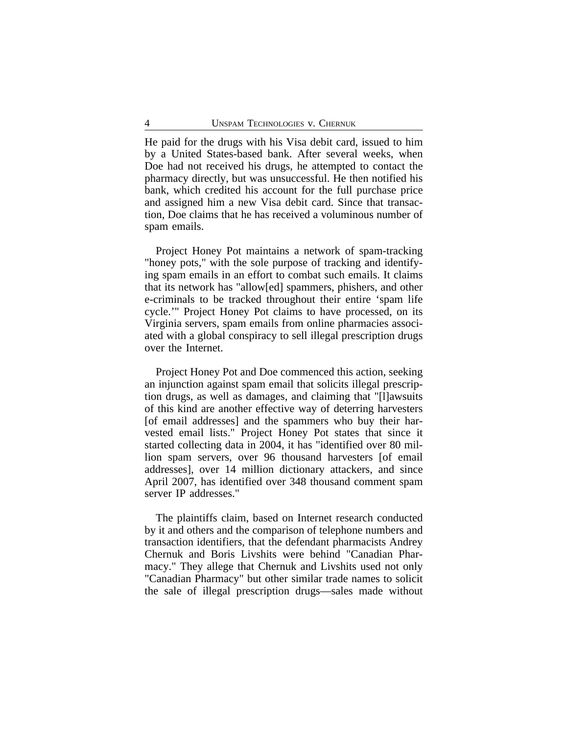He paid for the drugs with his Visa debit card, issued to him by a United States-based bank. After several weeks, when Doe had not received his drugs, he attempted to contact the pharmacy directly, but was unsuccessful. He then notified his bank, which credited his account for the full purchase price and assigned him a new Visa debit card. Since that transaction, Doe claims that he has received a voluminous number of spam emails.

Project Honey Pot maintains a network of spam-tracking "honey pots," with the sole purpose of tracking and identifying spam emails in an effort to combat such emails. It claims that its network has "allow[ed] spammers, phishers, and other e-criminals to be tracked throughout their entire 'spam life cycle.'" Project Honey Pot claims to have processed, on its Virginia servers, spam emails from online pharmacies associated with a global conspiracy to sell illegal prescription drugs over the Internet.

Project Honey Pot and Doe commenced this action, seeking an injunction against spam email that solicits illegal prescription drugs, as well as damages, and claiming that "[l]awsuits of this kind are another effective way of deterring harvesters [of email addresses] and the spammers who buy their harvested email lists." Project Honey Pot states that since it started collecting data in 2004, it has "identified over 80 million spam servers, over 96 thousand harvesters [of email addresses], over 14 million dictionary attackers, and since April 2007, has identified over 348 thousand comment spam server IP addresses."

The plaintiffs claim, based on Internet research conducted by it and others and the comparison of telephone numbers and transaction identifiers, that the defendant pharmacists Andrey Chernuk and Boris Livshits were behind "Canadian Pharmacy." They allege that Chernuk and Livshits used not only "Canadian Pharmacy" but other similar trade names to solicit the sale of illegal prescription drugs—sales made without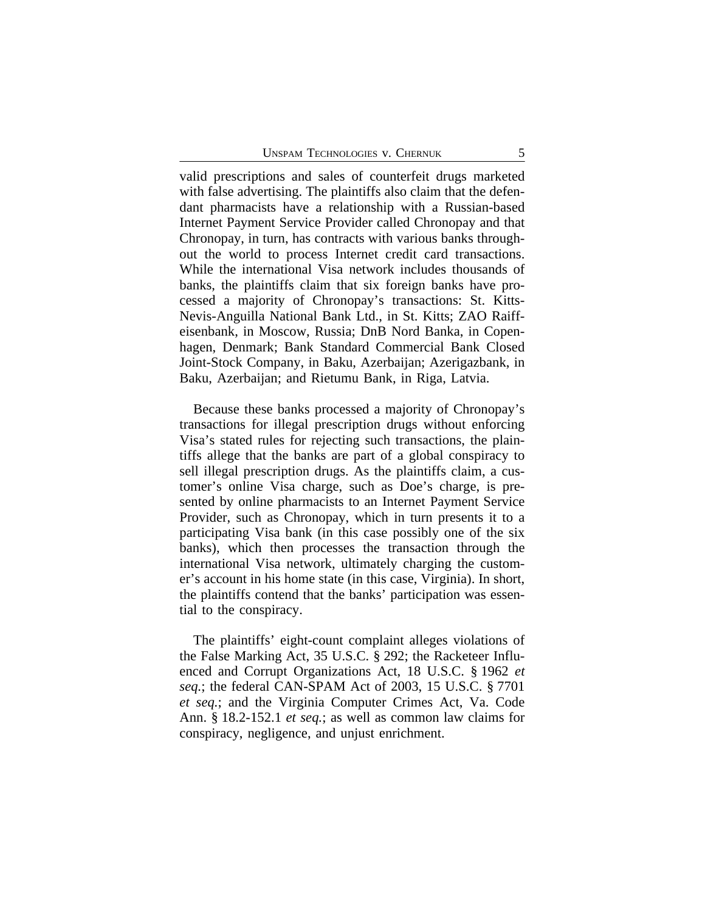valid prescriptions and sales of counterfeit drugs marketed with false advertising. The plaintiffs also claim that the defendant pharmacists have a relationship with a Russian-based Internet Payment Service Provider called Chronopay and that Chronopay, in turn, has contracts with various banks throughout the world to process Internet credit card transactions. While the international Visa network includes thousands of banks, the plaintiffs claim that six foreign banks have processed a majority of Chronopay's transactions: St. Kitts-Nevis-Anguilla National Bank Ltd., in St. Kitts; ZAO Raiffeisenbank, in Moscow, Russia; DnB Nord Banka, in Copenhagen, Denmark; Bank Standard Commercial Bank Closed Joint-Stock Company, in Baku, Azerbaijan; Azerigazbank, in Baku, Azerbaijan; and Rietumu Bank, in Riga, Latvia.

Because these banks processed a majority of Chronopay's transactions for illegal prescription drugs without enforcing Visa's stated rules for rejecting such transactions, the plaintiffs allege that the banks are part of a global conspiracy to sell illegal prescription drugs. As the plaintiffs claim, a customer's online Visa charge, such as Doe's charge, is presented by online pharmacists to an Internet Payment Service Provider, such as Chronopay, which in turn presents it to a participating Visa bank (in this case possibly one of the six banks), which then processes the transaction through the international Visa network, ultimately charging the customer's account in his home state (in this case, Virginia). In short, the plaintiffs contend that the banks' participation was essential to the conspiracy.

The plaintiffs' eight-count complaint alleges violations of the False Marking Act, 35 U.S.C. § 292; the Racketeer Influenced and Corrupt Organizations Act, 18 U.S.C. § 1962 *et seq.*; the federal CAN-SPAM Act of 2003, 15 U.S.C. § 7701 *et seq.*; and the Virginia Computer Crimes Act, Va. Code Ann. § 18.2-152.1 *et seq.*; as well as common law claims for conspiracy, negligence, and unjust enrichment.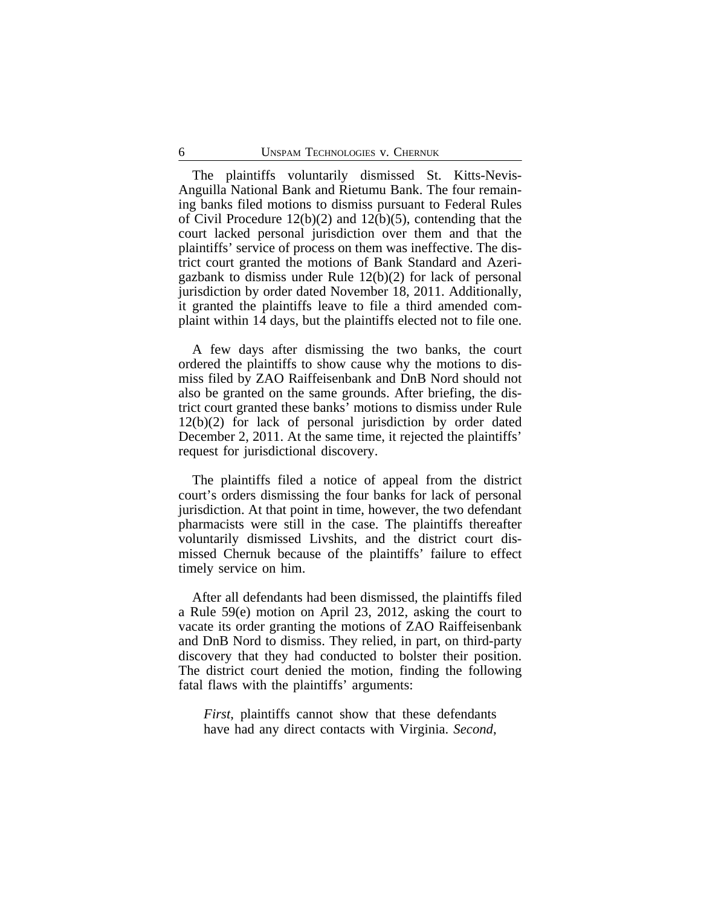The plaintiffs voluntarily dismissed St. Kitts-Nevis-Anguilla National Bank and Rietumu Bank. The four remaining banks filed motions to dismiss pursuant to Federal Rules of Civil Procedure 12(b)(2) and 12(b)(5), contending that the court lacked personal jurisdiction over them and that the plaintiffs' service of process on them was ineffective. The district court granted the motions of Bank Standard and Azerigazbank to dismiss under Rule 12(b)(2) for lack of personal jurisdiction by order dated November 18, 2011. Additionally, it granted the plaintiffs leave to file a third amended complaint within 14 days, but the plaintiffs elected not to file one.

A few days after dismissing the two banks, the court ordered the plaintiffs to show cause why the motions to dismiss filed by ZAO Raiffeisenbank and DnB Nord should not also be granted on the same grounds. After briefing, the district court granted these banks' motions to dismiss under Rule 12(b)(2) for lack of personal jurisdiction by order dated December 2, 2011. At the same time, it rejected the plaintiffs' request for jurisdictional discovery.

The plaintiffs filed a notice of appeal from the district court's orders dismissing the four banks for lack of personal jurisdiction. At that point in time, however, the two defendant pharmacists were still in the case. The plaintiffs thereafter voluntarily dismissed Livshits, and the district court dismissed Chernuk because of the plaintiffs' failure to effect timely service on him.

After all defendants had been dismissed, the plaintiffs filed a Rule 59(e) motion on April 23, 2012, asking the court to vacate its order granting the motions of ZAO Raiffeisenbank and DnB Nord to dismiss. They relied, in part, on third-party discovery that they had conducted to bolster their position. The district court denied the motion, finding the following fatal flaws with the plaintiffs' arguments:

> *First*, plaintiffs cannot show that these defendants have had any direct contacts with Virginia. *Second*,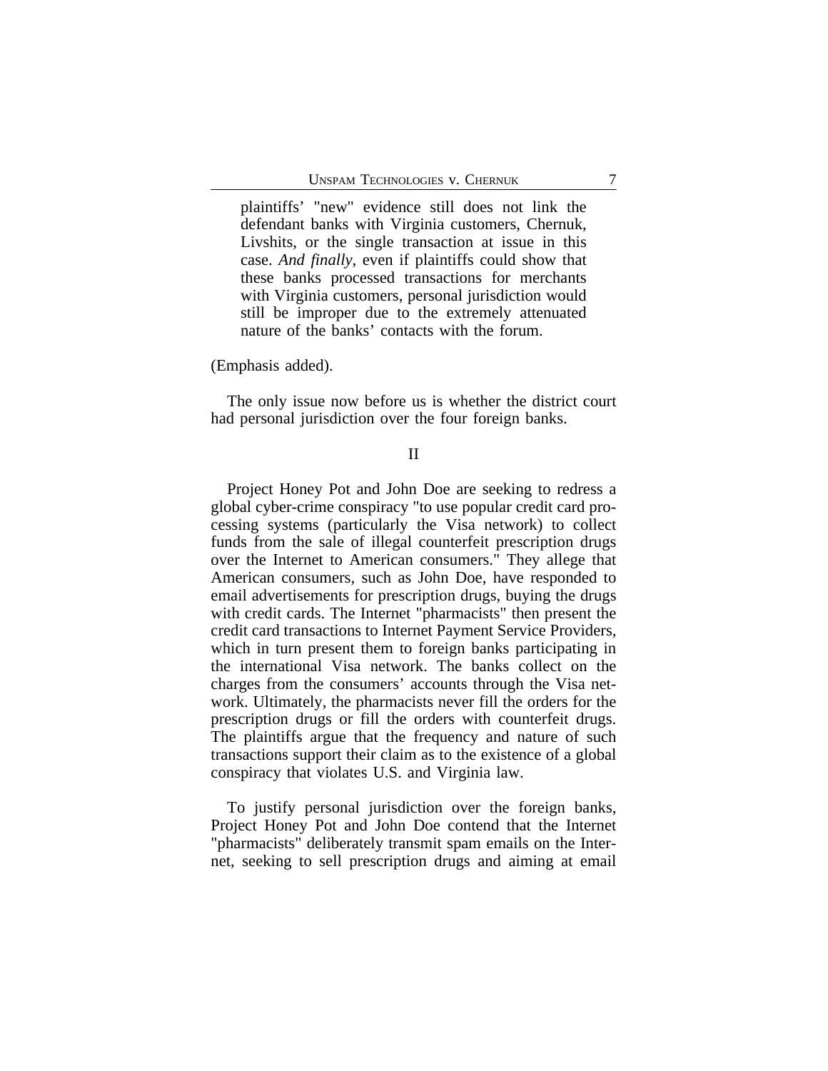> plaintiffs' "new" evidence still does not link the defendant banks with Virginia customers, Chernuk, Livshits, or the single transaction at issue in this case. *And finally*, even if plaintiffs could show that these banks processed transactions for merchants with Virginia customers, personal jurisdiction would still be improper due to the extremely attenuated nature of the banks' contacts with the forum.

(Emphasis added).

The only issue now before us is whether the district court had personal jurisdiction over the four foreign banks.

## II

Project Honey Pot and John Doe are seeking to redress a global cyber-crime conspiracy "to use popular credit card processing systems (particularly the Visa network) to collect funds from the sale of illegal counterfeit prescription drugs over the Internet to American consumers." They allege that American consumers, such as John Doe, have responded to email advertisements for prescription drugs, buying the drugs with credit cards. The Internet "pharmacists" then present the credit card transactions to Internet Payment Service Providers, which in turn present them to foreign banks participating in the international Visa network. The banks collect on the charges from the consumers' accounts through the Visa network. Ultimately, the pharmacists never fill the orders for the prescription drugs or fill the orders with counterfeit drugs. The plaintiffs argue that the frequency and nature of such transactions support their claim as to the existence of a global conspiracy that violates U.S. and Virginia law.

To justify personal jurisdiction over the foreign banks, Project Honey Pot and John Doe contend that the Internet "pharmacists" deliberately transmit spam emails on the Internet, seeking to sell prescription drugs and aiming at email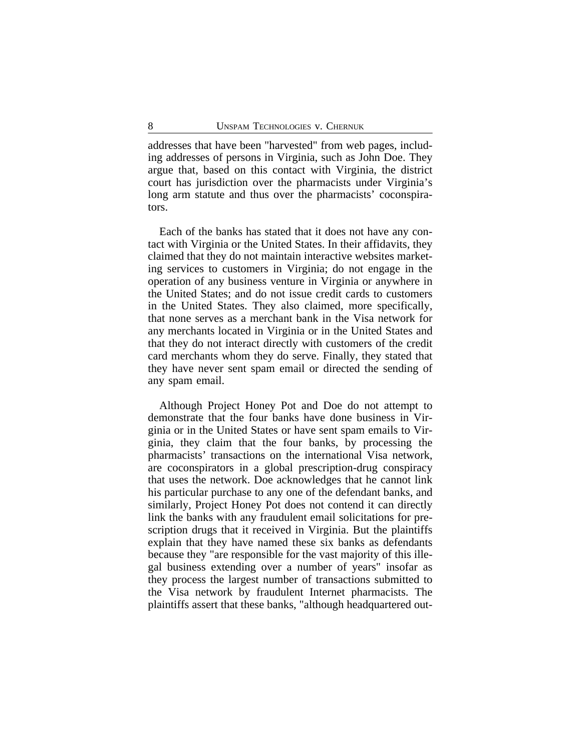addresses that have been "harvested" from web pages, including addresses of persons in Virginia, such as John Doe. They argue that, based on this contact with Virginia, the district court has jurisdiction over the pharmacists under Virginia's long arm statute and thus over the pharmacists' coconspirators.

Each of the banks has stated that it does not have any contact with Virginia or the United States. In their affidavits, they claimed that they do not maintain interactive websites marketing services to customers in Virginia; do not engage in the operation of any business venture in Virginia or anywhere in the United States; and do not issue credit cards to customers in the United States. They also claimed, more specifically, that none serves as a merchant bank in the Visa network for any merchants located in Virginia or in the United States and that they do not interact directly with customers of the credit card merchants whom they do serve. Finally, they stated that they have never sent spam email or directed the sending of any spam email.

Although Project Honey Pot and Doe do not attempt to demonstrate that the four banks have done business in Virginia or in the United States or have sent spam emails to Virginia, they claim that the four banks, by processing the pharmacists' transactions on the international Visa network, are coconspirators in a global prescription-drug conspiracy that uses the network. Doe acknowledges that he cannot link his particular purchase to any one of the defendant banks, and similarly, Project Honey Pot does not contend it can directly link the banks with any fraudulent email solicitations for prescription drugs that it received in Virginia. But the plaintiffs explain that they have named these six banks as defendants because they "are responsible for the vast majority of this illegal business extending over a number of years" insofar as they process the largest number of transactions submitted to the Visa network by fraudulent Internet pharmacists. The plaintiffs assert that these banks, "although headquartered out-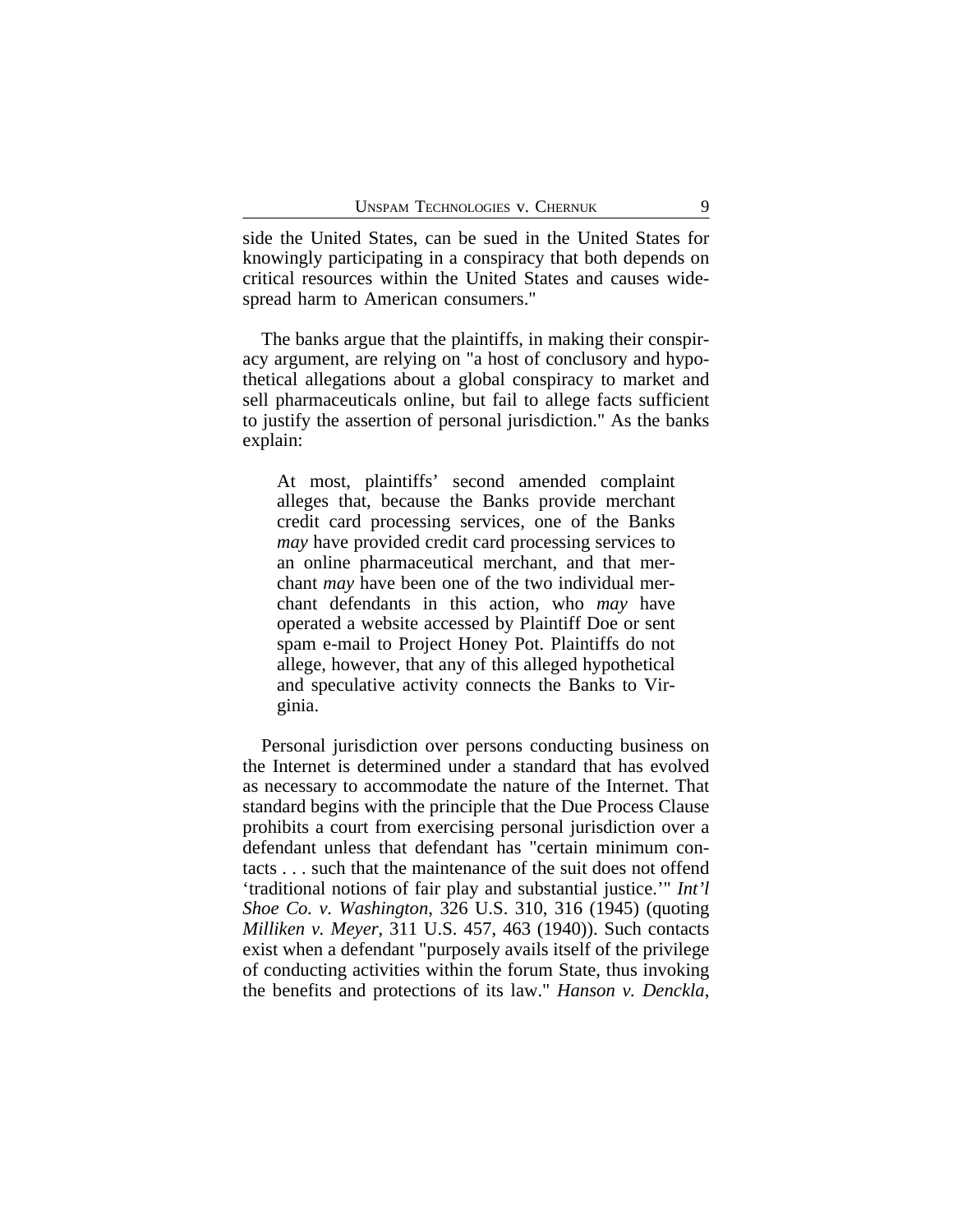side the United States, can be sued in the United States for knowingly participating in a conspiracy that both depends on critical resources within the United States and causes widespread harm to American consumers."

The banks argue that the plaintiffs, in making their conspiracy argument, are relying on "a host of conclusory and hypothetical allegations about a global conspiracy to market and sell pharmaceuticals online, but fail to allege facts sufficient to justify the assertion of personal jurisdiction." As the banks explain:

> At most, plaintiffs' second amended complaint alleges that, because the Banks provide merchant credit card processing services, one of the Banks *may* have provided credit card processing services to an online pharmaceutical merchant, and that merchant *may* have been one of the two individual merchant defendants in this action, who *may* have operated a website accessed by Plaintiff Doe or sent spam e-mail to Project Honey Pot. Plaintiffs do not allege, however, that any of this alleged hypothetical and speculative activity connects the Banks to Virginia.

Personal jurisdiction over persons conducting business on the Internet is determined under a standard that has evolved as necessary to accommodate the nature of the Internet. That standard begins with the principle that the Due Process Clause prohibits a court from exercising personal jurisdiction over a defendant unless that defendant has "certain minimum contacts . . . such that the maintenance of the suit does not offend 'traditional notions of fair play and substantial justice.'" *Int'l Shoe Co. v. Washington*, 326 U.S. 310, 316 (1945) (quoting *Milliken v. Meyer*, 311 U.S. 457, 463 (1940)). Such contacts exist when a defendant "purposely avails itself of the privilege of conducting activities within the forum State, thus invoking the benefits and protections of its law." *Hanson v. Denckla*,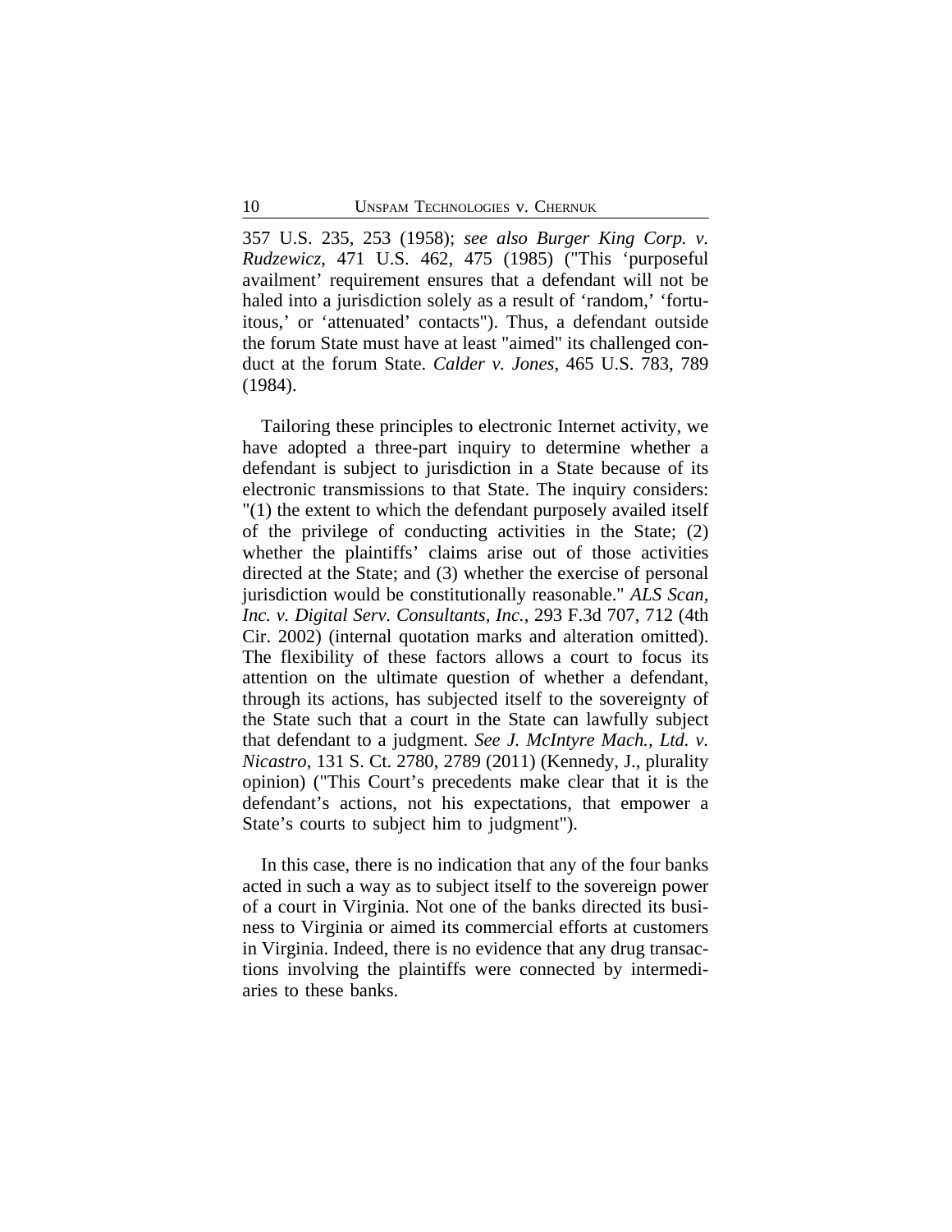357 U.S. 235, 253 (1958); *see also Burger King Corp. v. Rudzewicz*, 471 U.S. 462, 475 (1985) ("This 'purposeful availment' requirement ensures that a defendant will not be haled into a jurisdiction solely as a result of 'random,' 'fortuitous,' or 'attenuated' contacts"). Thus, a defendant outside the forum State must have at least "aimed" its challenged conduct at the forum State. *Calder v. Jones*, 465 U.S. 783, 789 (1984).

Tailoring these principles to electronic Internet activity, we have adopted a three-part inquiry to determine whether a defendant is subject to jurisdiction in a State because of its electronic transmissions to that State. The inquiry considers: "(1) the extent to which the defendant purposely availed itself of the privilege of conducting activities in the State; (2) whether the plaintiffs' claims arise out of those activities directed at the State; and (3) whether the exercise of personal jurisdiction would be constitutionally reasonable." *ALS Scan, Inc. v. Digital Serv. Consultants, Inc.*, 293 F.3d 707, 712 (4th Cir. 2002) (internal quotation marks and alteration omitted). The flexibility of these factors allows a court to focus its attention on the ultimate question of whether a defendant, through its actions, has subjected itself to the sovereignty of the State such that a court in the State can lawfully subject that defendant to a judgment. *See J. McIntyre Mach., Ltd. v. Nicastro*, 131 S. Ct. 2780, 2789 (2011) (Kennedy, J., plurality opinion) ("This Court's precedents make clear that it is the defendant's actions, not his expectations, that empower a State's courts to subject him to judgment").

In this case, there is no indication that any of the four banks acted in such a way as to subject itself to the sovereign power of a court in Virginia. Not one of the banks directed its business to Virginia or aimed its commercial efforts at customers in Virginia. Indeed, there is no evidence that any drug transactions involving the plaintiffs were connected by intermediaries to these banks.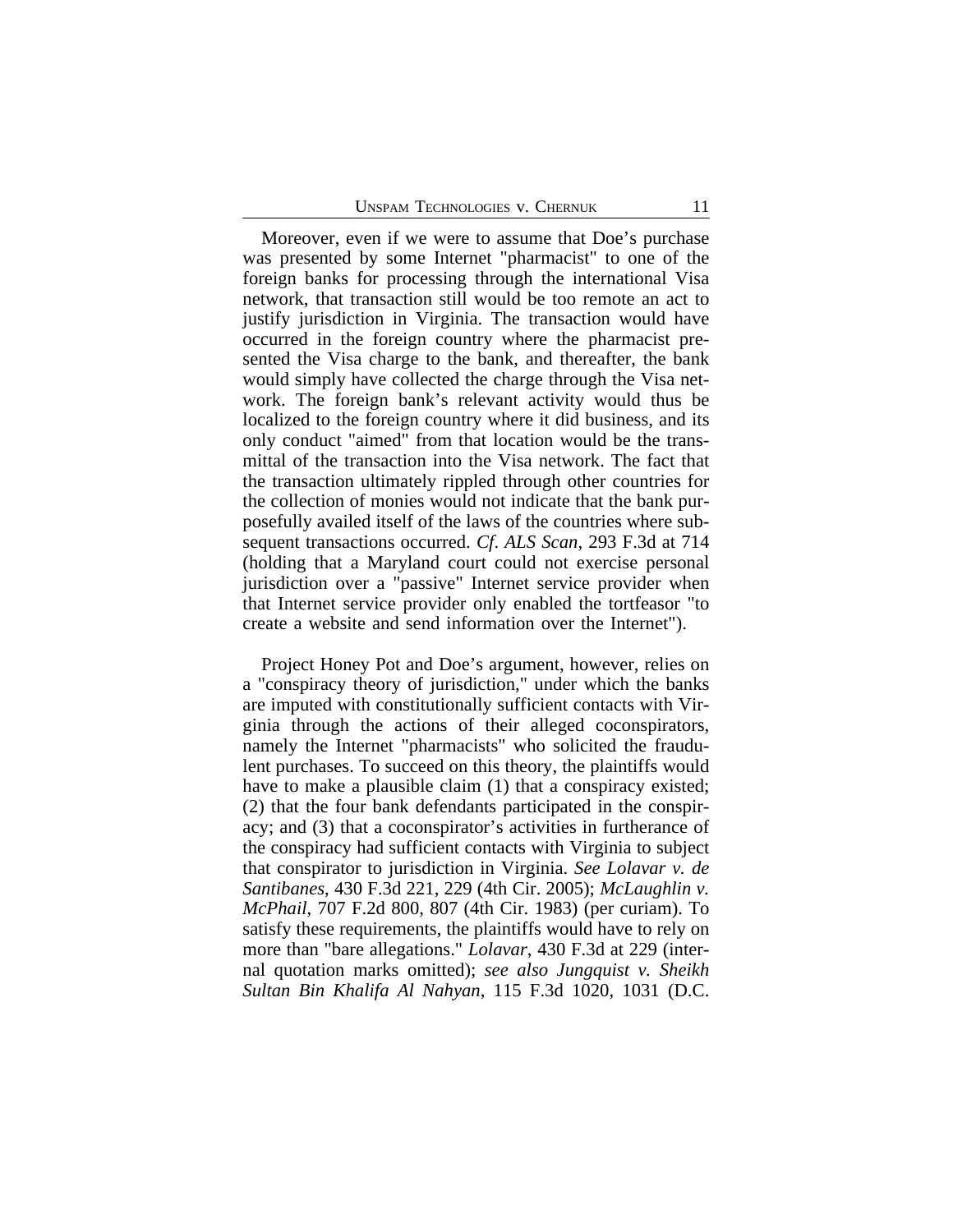Moreover, even if we were to assume that Doe's purchase was presented by some Internet "pharmacist" to one of the foreign banks for processing through the international Visa network, that transaction still would be too remote an act to justify jurisdiction in Virginia. The transaction would have occurred in the foreign country where the pharmacist presented the Visa charge to the bank, and thereafter, the bank would simply have collected the charge through the Visa network. The foreign bank's relevant activity would thus be localized to the foreign country where it did business, and its only conduct "aimed" from that location would be the transmittal of the transaction into the Visa network. The fact that the transaction ultimately rippled through other countries for the collection of monies would not indicate that the bank purposefully availed itself of the laws of the countries where subsequent transactions occurred. *Cf. ALS Scan*, 293 F.3d at 714 (holding that a Maryland court could not exercise personal jurisdiction over a "passive" Internet service provider when that Internet service provider only enabled the tortfeasor "to create a website and send information over the Internet").

Project Honey Pot and Doe's argument, however, relies on a "conspiracy theory of jurisdiction," under which the banks are imputed with constitutionally sufficient contacts with Virginia through the actions of their alleged coconspirators, namely the Internet "pharmacists" who solicited the fraudulent purchases. To succeed on this theory, the plaintiffs would have to make a plausible claim (1) that a conspiracy existed; (2) that the four bank defendants participated in the conspiracy; and (3) that a coconspirator's activities in furtherance of the conspiracy had sufficient contacts with Virginia to subject that conspirator to jurisdiction in Virginia. *See Lolavar v. de Santibanes*, 430 F.3d 221, 229 (4th Cir. 2005); *McLaughlin v. McPhail*, 707 F.2d 800, 807 (4th Cir. 1983) (per curiam). To satisfy these requirements, the plaintiffs would have to rely on more than "bare allegations." *Lolavar*, 430 F.3d at 229 (internal quotation marks omitted); *see also Jungquist v. Sheikh Sultan Bin Khalifa Al Nahyan*, 115 F.3d 1020, 1031 (D.C.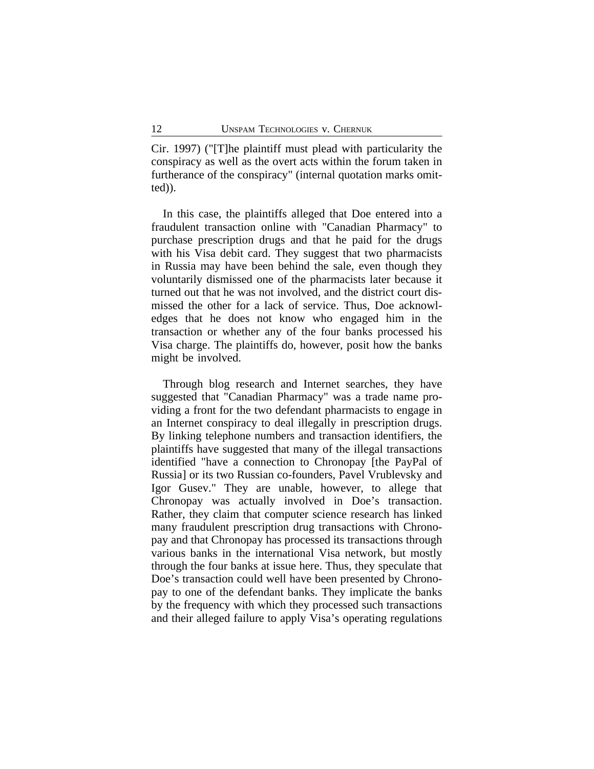Cir. 1997) ("[T]he plaintiff must plead with particularity the conspiracy as well as the overt acts within the forum taken in furtherance of the conspiracy" (internal quotation marks omitted)).

In this case, the plaintiffs alleged that Doe entered into a fraudulent transaction online with "Canadian Pharmacy" to purchase prescription drugs and that he paid for the drugs with his Visa debit card. They suggest that two pharmacists in Russia may have been behind the sale, even though they voluntarily dismissed one of the pharmacists later because it turned out that he was not involved, and the district court dismissed the other for a lack of service. Thus, Doe acknowledges that he does not know who engaged him in the transaction or whether any of the four banks processed his Visa charge. The plaintiffs do, however, posit how the banks might be involved.

Through blog research and Internet searches, they have suggested that "Canadian Pharmacy" was a trade name providing a front for the two defendant pharmacists to engage in an Internet conspiracy to deal illegally in prescription drugs. By linking telephone numbers and transaction identifiers, the plaintiffs have suggested that many of the illegal transactions identified "have a connection to Chronopay [the PayPal of Russia] or its two Russian co-founders, Pavel Vrublevsky and Igor Gusev." They are unable, however, to allege that Chronopay was actually involved in Doe's transaction. Rather, they claim that computer science research has linked many fraudulent prescription drug transactions with Chronopay and that Chronopay has processed its transactions through various banks in the international Visa network, but mostly through the four banks at issue here. Thus, they speculate that Doe's transaction could well have been presented by Chronopay to one of the defendant banks. They implicate the banks by the frequency with which they processed such transactions and their alleged failure to apply Visa's operating regulations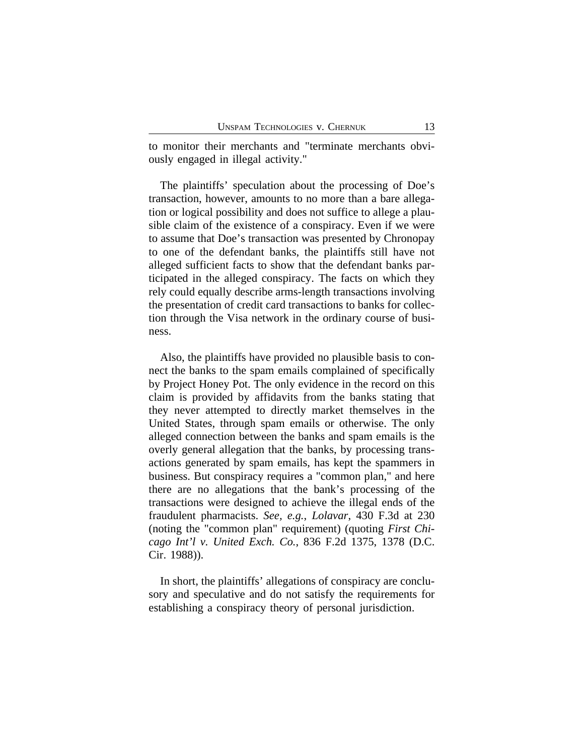to monitor their merchants and "terminate merchants obviously engaged in illegal activity."

The plaintiffs' speculation about the processing of Doe's transaction, however, amounts to no more than a bare allegation or logical possibility and does not suffice to allege a plausible claim of the existence of a conspiracy. Even if we were to assume that Doe's transaction was presented by Chronopay to one of the defendant banks, the plaintiffs still have not alleged sufficient facts to show that the defendant banks participated in the alleged conspiracy. The facts on which they rely could equally describe arms-length transactions involving the presentation of credit card transactions to banks for collection through the Visa network in the ordinary course of business.

Also, the plaintiffs have provided no plausible basis to connect the banks to the spam emails complained of specifically by Project Honey Pot. The only evidence in the record on this claim is provided by affidavits from the banks stating that they never attempted to directly market themselves in the United States, through spam emails or otherwise. The only alleged connection between the banks and spam emails is the overly general allegation that the banks, by processing transactions generated by spam emails, has kept the spammers in business. But conspiracy requires a "common plan," and here there are no allegations that the bank's processing of the transactions were designed to achieve the illegal ends of the fraudulent pharmacists. *See, e.g.*, *Lolavar*, 430 F.3d at 230 (noting the "common plan" requirement) (quoting *First Chicago Int'l v. United Exch. Co.*, 836 F.2d 1375, 1378 (D.C. Cir. 1988)).

In short, the plaintiffs' allegations of conspiracy are conclusory and speculative and do not satisfy the requirements for establishing a conspiracy theory of personal jurisdiction.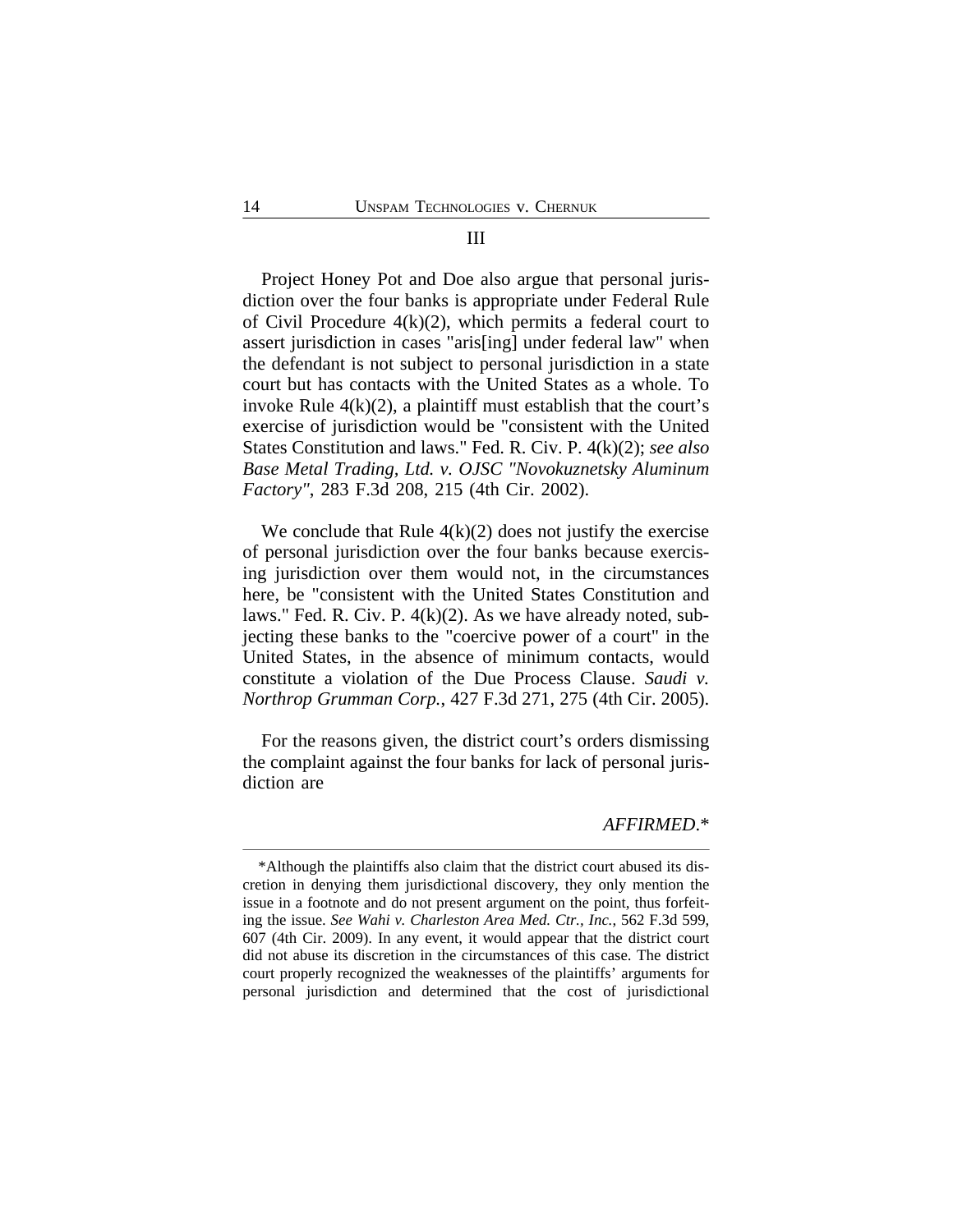## III

Project Honey Pot and Doe also argue that personal jurisdiction over the four banks is appropriate under Federal Rule of Civil Procedure 4(k)(2), which permits a federal court to assert jurisdiction in cases "aris[ing] under federal law" when the defendant is not subject to personal jurisdiction in a state court but has contacts with the United States as a whole. To invoke Rule 4(k)(2), a plaintiff must establish that the court's exercise of jurisdiction would be "consistent with the United States Constitution and laws." Fed. R. Civ. P. 4(k)(2); *see also Base Metal Trading, Ltd. v. OJSC "Novokuznetsky Aluminum Factory"*, 283 F.3d 208, 215 (4th Cir. 2002).

We conclude that Rule 4(k)(2) does not justify the exercise of personal jurisdiction over the four banks because exercising jurisdiction over them would not, in the circumstances here, be "consistent with the United States Constitution and laws." Fed. R. Civ. P. 4(k)(2). As we have already noted, subjecting these banks to the "coercive power of a court" in the United States, in the absence of minimum contacts, would constitute a violation of the Due Process Clause. *Saudi v. Northrop Grumman Corp.*, 427 F.3d 271, 275 (4th Cir. 2005).

For the reasons given, the district court's orders dismissing the complaint against the four banks for lack of personal jurisdiction are

*AFFIRMED*.*

---

*Although the plaintiffs also claim that the district court abused its discretion in denying them jurisdictional discovery, they only mention the issue in a footnote and do not present argument on the point, thus forfeiting the issue. *See Wahi v. Charleston Area Med. Ctr., Inc.*, 562 F.3d 599, 607 (4th Cir. 2009). In any event, it would appear that the district court did not abuse its discretion in the circumstances of this case. The district court properly recognized the weaknesses of the plaintiffs' arguments for personal jurisdiction and determined that the cost of jurisdictional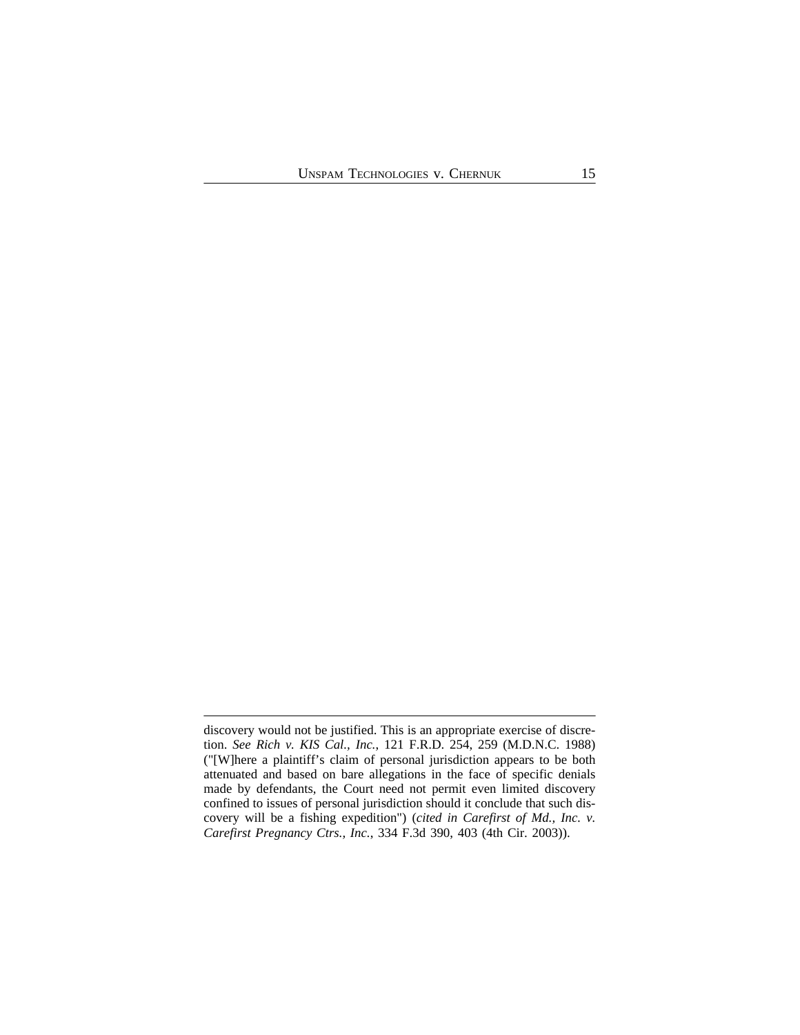discovery would not be justified. This is an appropriate exercise of discretion. *See Rich v. KIS Cal., Inc.*, 121 F.R.D. 254, 259 (M.D.N.C. 1988) ("[W]here a plaintiff's claim of personal jurisdiction appears to be both attenuated and based on bare allegations in the face of specific denials made by defendants, the Court need not permit even limited discovery confined to issues of personal jurisdiction should it conclude that such discovery will be a fishing expedition") (*cited in Carefirst of Md., Inc. v. Carefirst Pregnancy Ctrs., Inc.*, 334 F.3d 390, 403 (4th Cir. 2003)).